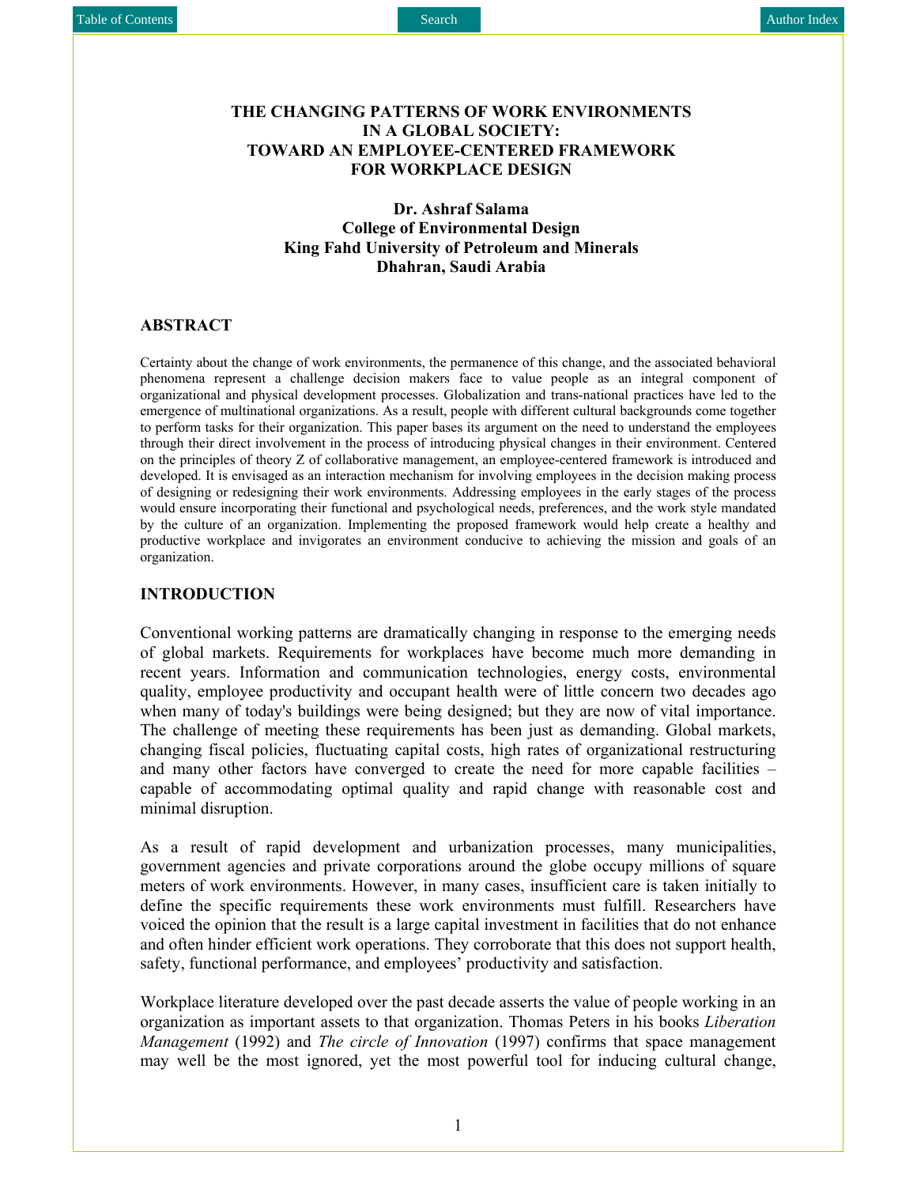# THE CHANGING PATTERNS OF WORK ENVIRONMENTS IN A GLOBAL SOCIETY: TOWARD AN EMPLOYEE-CENTERED FRAMEWORK FOR WORKPLACE DESIGN

**Dr. Ashraf Salama**
**College of Environmental Design**
**King Fahd University of Petroleum and Minerals**
**Dhahran, Saudi Arabia**

## ABSTRACT

Certainty about the change of work environments, the permanence of this change, and the associated behavioral phenomena represent a challenge decision makers face to value people as an integral component of organizational and physical development processes. Globalization and trans-national practices have led to the emergence of multinational organizations. As a result, people with different cultural backgrounds come together to perform tasks for their organization. This paper bases its argument on the need to understand the employees through their direct involvement in the process of introducing physical changes in their environment. Centered on the principles of theory Z of collaborative management, an employee-centered framework is introduced and developed. It is envisaged as an interaction mechanism for involving employees in the decision making process of designing or redesigning their work environments. Addressing employees in the early stages of the process would ensure incorporating their functional and psychological needs, preferences, and the work style mandated by the culture of an organization. Implementing the proposed framework would help create a healthy and productive workplace and invigorates an environment conducive to achieving the mission and goals of an organization.

## INTRODUCTION

Conventional working patterns are dramatically changing in response to the emerging needs of global markets. Requirements for workplaces have become much more demanding in recent years. Information and communication technologies, energy costs, environmental quality, employee productivity and occupant health were of little concern two decades ago when many of today's buildings were being designed; but they are now of vital importance. The challenge of meeting these requirements has been just as demanding. Global markets, changing fiscal policies, fluctuating capital costs, high rates of organizational restructuring and many other factors have converged to create the need for more capable facilities – capable of accommodating optimal quality and rapid change with reasonable cost and minimal disruption.

As a result of rapid development and urbanization processes, many municipalities, government agencies and private corporations around the globe occupy millions of square meters of work environments. However, in many cases, insufficient care is taken initially to define the specific requirements these work environments must fulfill. Researchers have voiced the opinion that the result is a large capital investment in facilities that do not enhance and often hinder efficient work operations. They corroborate that this does not support health, safety, functional performance, and employees' productivity and satisfaction.

Workplace literature developed over the past decade asserts the value of people working in an organization as important assets to that organization. Thomas Peters in his books *Liberation Management* (1992) and *The circle of Innovation* (1997) confirms that space management may well be the most ignored, yet the most powerful tool for inducing cultural change,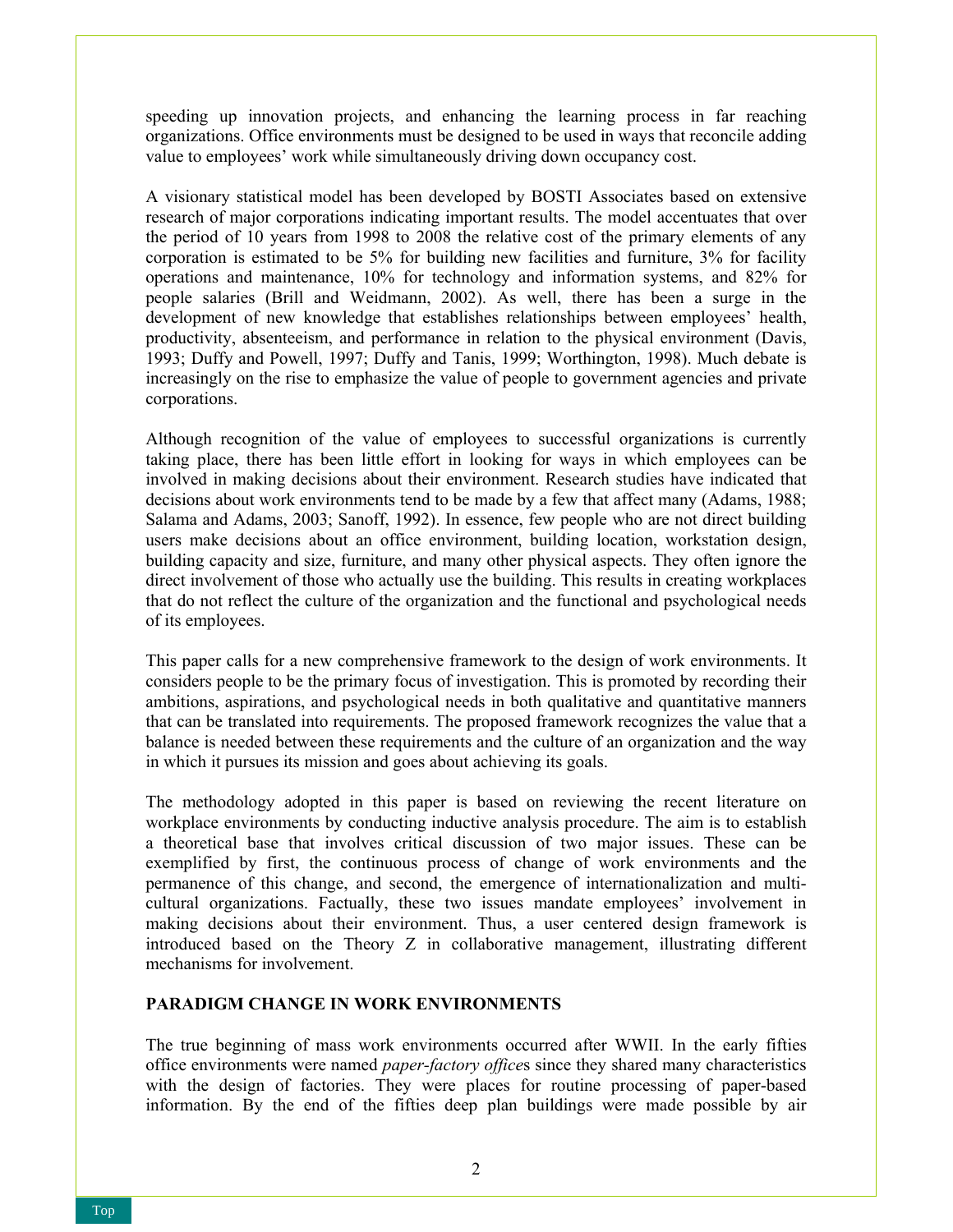speeding up innovation projects, and enhancing the learning process in far reaching organizations. Office environments must be designed to be used in ways that reconcile adding value to employees' work while simultaneously driving down occupancy cost.

A visionary statistical model has been developed by BOSTI Associates based on extensive research of major corporations indicating important results. The model accentuates that over the period of 10 years from 1998 to 2008 the relative cost of the primary elements of any corporation is estimated to be 5% for building new facilities and furniture, 3% for facility operations and maintenance, 10% for technology and information systems, and 82% for people salaries (Brill and Weidmann, 2002). As well, there has been a surge in the development of new knowledge that establishes relationships between employees' health, productivity, absenteeism, and performance in relation to the physical environment (Davis, 1993; Duffy and Powell, 1997; Duffy and Tanis, 1999; Worthington, 1998). Much debate is increasingly on the rise to emphasize the value of people to government agencies and private corporations.

Although recognition of the value of employees to successful organizations is currently taking place, there has been little effort in looking for ways in which employees can be involved in making decisions about their environment. Research studies have indicated that decisions about work environments tend to be made by a few that affect many (Adams, 1988; Salama and Adams, 2003; Sanoff, 1992). In essence, few people who are not direct building users make decisions about an office environment, building location, workstation design, building capacity and size, furniture, and many other physical aspects. They often ignore the direct involvement of those who actually use the building. This results in creating workplaces that do not reflect the culture of the organization and the functional and psychological needs of its employees.

This paper calls for a new comprehensive framework to the design of work environments. It considers people to be the primary focus of investigation. This is promoted by recording their ambitions, aspirations, and psychological needs in both qualitative and quantitative manners that can be translated into requirements. The proposed framework recognizes the value that a balance is needed between these requirements and the culture of an organization and the way in which it pursues its mission and goes about achieving its goals.

The methodology adopted in this paper is based on reviewing the recent literature on workplace environments by conducting inductive analysis procedure. The aim is to establish a theoretical base that involves critical discussion of two major issues. These can be exemplified by first, the continuous process of change of work environments and the permanence of this change, and second, the emergence of internationalization and multi-cultural organizations. Factually, these two issues mandate employees' involvement in making decisions about their environment. Thus, a user centered design framework is introduced based on the Theory Z in collaborative management, illustrating different mechanisms for involvement.

## PARADIGM CHANGE IN WORK ENVIRONMENTS

The true beginning of mass work environments occurred after WWII. In the early fifties office environments were named *paper-factory office*s since they shared many characteristics with the design of factories. They were places for routine processing of paper-based information. By the end of the fifties deep plan buildings were made possible by air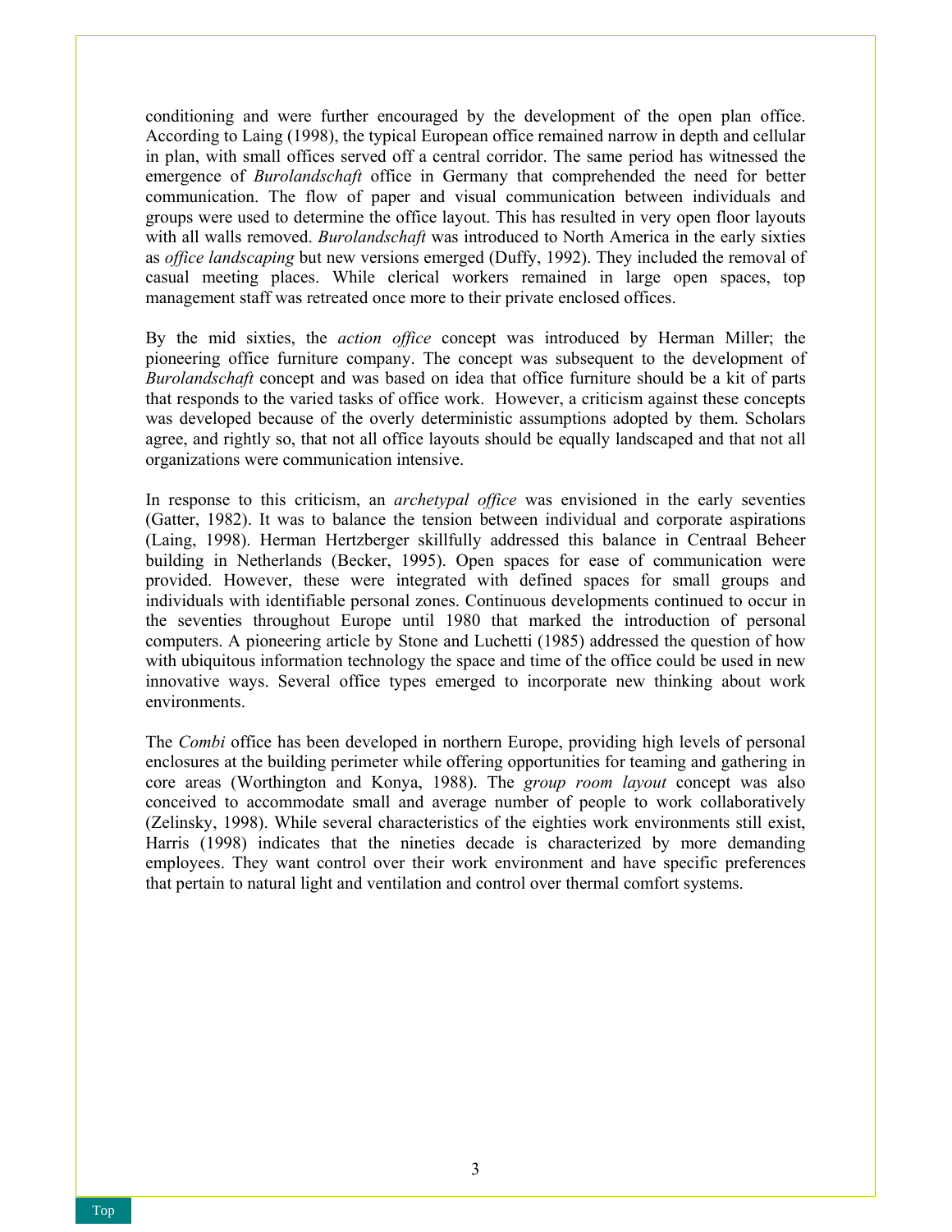conditioning and were further encouraged by the development of the open plan office. According to Laing (1998), the typical European office remained narrow in depth and cellular in plan, with small offices served off a central corridor. The same period has witnessed the emergence of *Burolandschaft* office in Germany that comprehended the need for better communication. The flow of paper and visual communication between individuals and groups were used to determine the office layout. This has resulted in very open floor layouts with all walls removed. *Burolandschaft* was introduced to North America in the early sixties as *office landscaping* but new versions emerged (Duffy, 1992). They included the removal of casual meeting places. While clerical workers remained in large open spaces, top management staff was retreated once more to their private enclosed offices.

By the mid sixties, the *action office* concept was introduced by Herman Miller; the pioneering office furniture company. The concept was subsequent to the development of *Burolandschaft* concept and was based on idea that office furniture should be a kit of parts that responds to the varied tasks of office work. However, a criticism against these concepts was developed because of the overly deterministic assumptions adopted by them. Scholars agree, and rightly so, that not all office layouts should be equally landscaped and that not all organizations were communication intensive.

In response to this criticism, an *archetypal office* was envisioned in the early seventies (Gatter, 1982). It was to balance the tension between individual and corporate aspirations (Laing, 1998). Herman Hertzberger skillfully addressed this balance in Centraal Beheer building in Netherlands (Becker, 1995). Open spaces for ease of communication were provided. However, these were integrated with defined spaces for small groups and individuals with identifiable personal zones. Continuous developments continued to occur in the seventies throughout Europe until 1980 that marked the introduction of personal computers. A pioneering article by Stone and Luchetti (1985) addressed the question of how with ubiquitous information technology the space and time of the office could be used in new innovative ways. Several office types emerged to incorporate new thinking about work environments.

The *Combi* office has been developed in northern Europe, providing high levels of personal enclosures at the building perimeter while offering opportunities for teaming and gathering in core areas (Worthington and Konya, 1988). The *group room layout* concept was also conceived to accommodate small and average number of people to work collaboratively (Zelinsky, 1998). While several characteristics of the eighties work environments still exist, Harris (1998) indicates that the nineties decade is characterized by more demanding employees. They want control over their work environment and have specific preferences that pertain to natural light and ventilation and control over thermal comfort systems.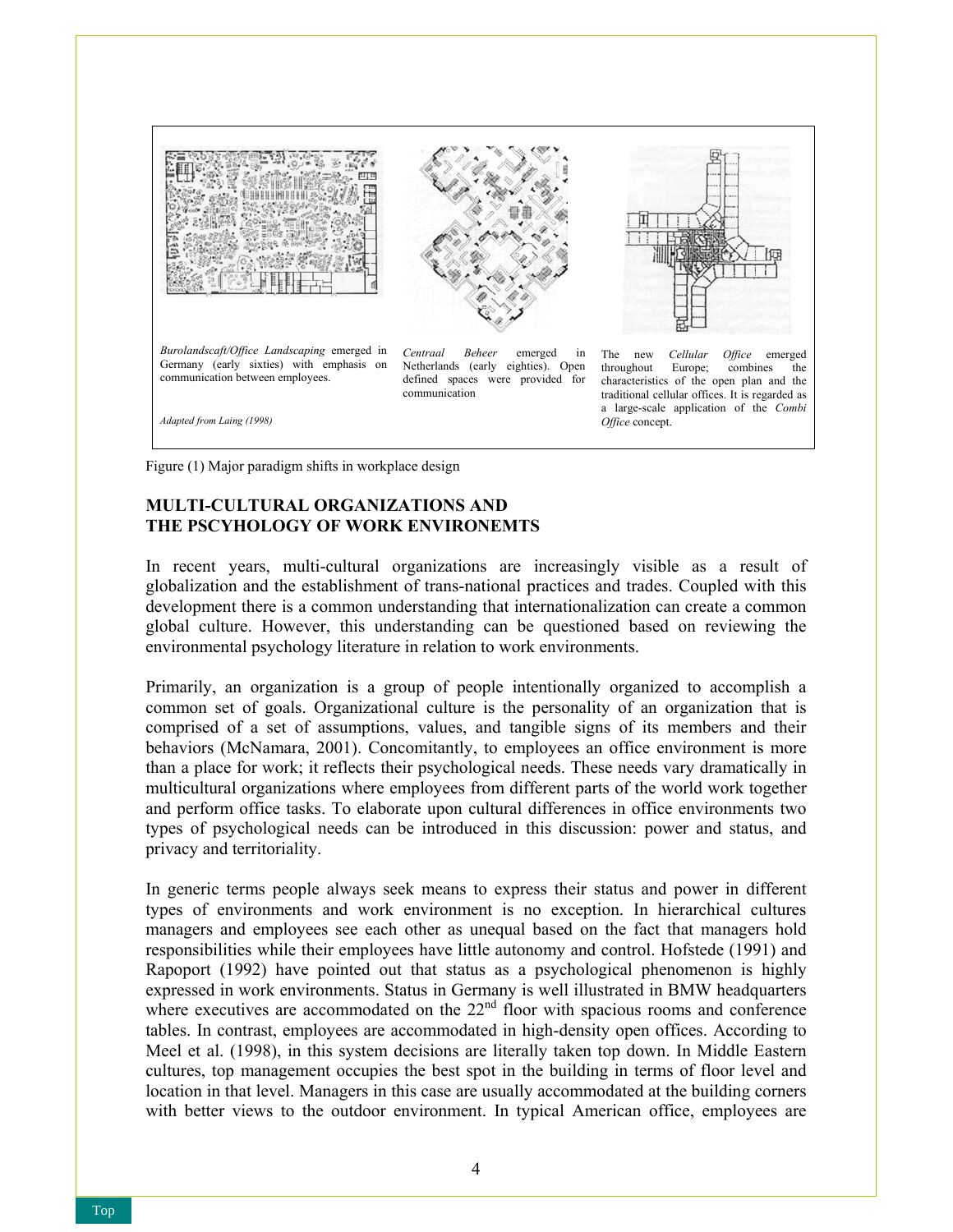*Burolandscaft/Office Landscaping* emerged in Germany (early sixties) with emphasis on communication between employees.

*Adapted from Laing (1998)*

*Centraal Beheer* emerged in Netherlands (early eighties). Open defined spaces were provided for communication

The new *Cellular Office* emerged throughout Europe; combines the characteristics of the open plan and the traditional cellular offices. It is regarded as a large-scale application of the *Combi Office* concept.

Figure (1) Major paradigm shifts in workplace design

**MULTI-CULTURAL ORGANIZATIONS AND THE PSCYHOLOGY OF WORK ENVIRONEMTS**

In recent years, multi-cultural organizations are increasingly visible as a result of globalization and the establishment of trans-national practices and trades. Coupled with this development there is a common understanding that internationalization can create a common global culture. However, this understanding can be questioned based on reviewing the environmental psychology literature in relation to work environments.

Primarily, an organization is a group of people intentionally organized to accomplish a common set of goals. Organizational culture is the personality of an organization that is comprised of a set of assumptions, values, and tangible signs of its members and their behaviors (McNamara, 2001). Concomitantly, to employees an office environment is more than a place for work; it reflects their psychological needs. These needs vary dramatically in multicultural organizations where employees from different parts of the world work together and perform office tasks. To elaborate upon cultural differences in office environments two types of psychological needs can be introduced in this discussion: power and status, and privacy and territoriality.

In generic terms people always seek means to express their status and power in different types of environments and work environment is no exception. In hierarchical cultures managers and employees see each other as unequal based on the fact that managers hold responsibilities while their employees have little autonomy and control. Hofstede (1991) and Rapoport (1992) have pointed out that status as a psychological phenomenon is highly expressed in work environments. Status in Germany is well illustrated in BMW headquarters where executives are accommodated on the 22nd floor with spacious rooms and conference tables. In contrast, employees are accommodated in high-density open offices. According to Meel et al. (1998), in this system decisions are literally taken top down. In Middle Eastern cultures, top management occupies the best spot in the building in terms of floor level and location in that level. Managers in this case are usually accommodated at the building corners with better views to the outdoor environment. In typical American office, employees are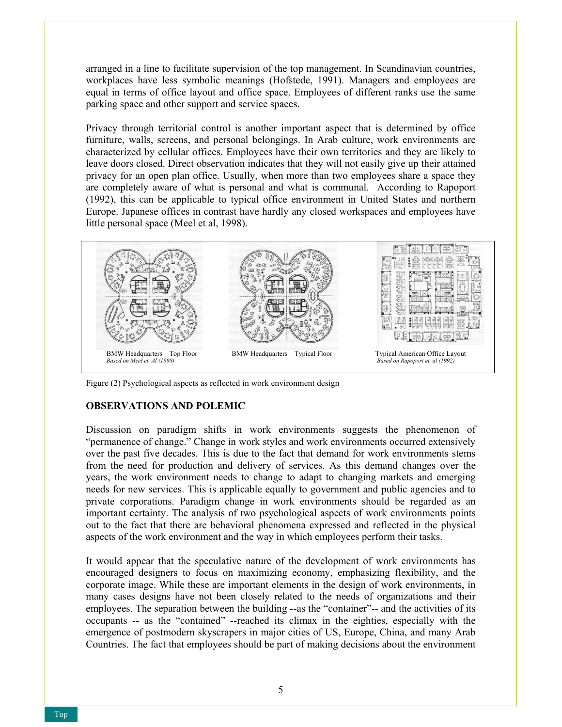arranged in a line to facilitate supervision of the top management. In Scandinavian countries, workplaces have less symbolic meanings (Hofstede, 1991). Managers and employees are equal in terms of office layout and office space. Employees of different ranks use the same parking space and other support and service spaces.

Privacy through territorial control is another important aspect that is determined by office furniture, walls, screens, and personal belongings. In Arab culture, work environments are characterized by cellular offices. Employees have their own territories and they are likely to leave doors closed. Direct observation indicates that they will not easily give up their attained privacy for an open plan office. Usually, when more than two employees share a space they are completely aware of what is personal and what is communal. According to Rapoport (1992), this can be applicable to typical office environment in United States and northern Europe. Japanese offices in contrast have hardly any closed workspaces and employees have little personal space (Meel et al, 1998).

BMW Headquarters – Top Floor
*Based on Meel et. Al (1998)*

BMW Headquarters – Typical Floor

Typical American Office Layout
*Based on Rapoport et. al (1992)*

Figure (2) Psychological aspects as reflected in work environment design

## OBSERVATIONS AND POLEMIC

Discussion on paradigm shifts in work environments suggests the phenomenon of "permanence of change." Change in work styles and work environments occurred extensively over the past five decades. This is due to the fact that demand for work environments stems from the need for production and delivery of services. As this demand changes over the years, the work environment needs to change to adapt to changing markets and emerging needs for new services. This is applicable equally to government and public agencies and to private corporations. Paradigm change in work environments should be regarded as an important certainty. The analysis of two psychological aspects of work environments points out to the fact that there are behavioral phenomena expressed and reflected in the physical aspects of the work environment and the way in which employees perform their tasks.

It would appear that the speculative nature of the development of work environments has encouraged designers to focus on maximizing economy, emphasizing flexibility, and the corporate image. While these are important elements in the design of work environments, in many cases designs have not been closely related to the needs of organizations and their employees. The separation between the building --as the "container"-- and the activities of its occupants -- as the "contained" --reached its climax in the eighties, especially with the emergence of postmodern skyscrapers in major cities of US, Europe, China, and many Arab Countries. The fact that employees should be part of making decisions about the environment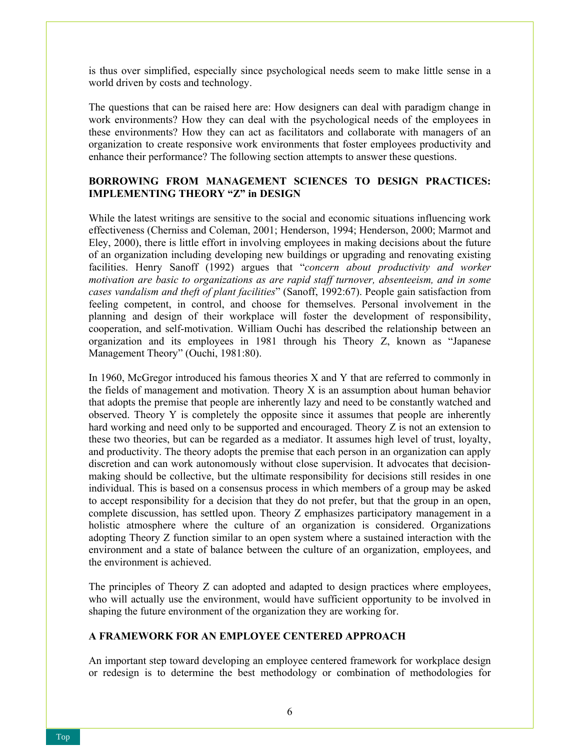is thus over simplified, especially since psychological needs seem to make little sense in a world driven by costs and technology.

The questions that can be raised here are: How designers can deal with paradigm change in work environments? How they can deal with the psychological needs of the employees in these environments? How they can act as facilitators and collaborate with managers of an organization to create responsive work environments that foster employees productivity and enhance their performance? The following section attempts to answer these questions.

## BORROWING FROM MANAGEMENT SCIENCES TO DESIGN PRACTICES: IMPLEMENTING THEORY "Z" in DESIGN

While the latest writings are sensitive to the social and economic situations influencing work effectiveness (Cherniss and Coleman, 2001; Henderson, 1994; Henderson, 2000; Marmot and Eley, 2000), there is little effort in involving employees in making decisions about the future of an organization including developing new buildings or upgrading and renovating existing facilities. Henry Sanoff (1992) argues that "*concern about productivity and worker motivation are basic to organizations as are rapid staff turnover, absenteeism, and in some cases vandalism and theft of plant facilities*" (Sanoff, 1992:67). People gain satisfaction from feeling competent, in control, and choose for themselves. Personal involvement in the planning and design of their workplace will foster the development of responsibility, cooperation, and self-motivation. William Ouchi has described the relationship between an organization and its employees in 1981 through his Theory Z, known as "Japanese Management Theory" (Ouchi, 1981:80).

In 1960, McGregor introduced his famous theories X and Y that are referred to commonly in the fields of management and motivation. Theory X is an assumption about human behavior that adopts the premise that people are inherently lazy and need to be constantly watched and observed. Theory Y is completely the opposite since it assumes that people are inherently hard working and need only to be supported and encouraged. Theory Z is not an extension to these two theories, but can be regarded as a mediator. It assumes high level of trust, loyalty, and productivity. The theory adopts the premise that each person in an organization can apply discretion and can work autonomously without close supervision. It advocates that decision-making should be collective, but the ultimate responsibility for decisions still resides in one individual. This is based on a consensus process in which members of a group may be asked to accept responsibility for a decision that they do not prefer, but that the group in an open, complete discussion, has settled upon. Theory Z emphasizes participatory management in a holistic atmosphere where the culture of an organization is considered. Organizations adopting Theory Z function similar to an open system where a sustained interaction with the environment and a state of balance between the culture of an organization, employees, and the environment is achieved.

The principles of Theory Z can adopted and adapted to design practices where employees, who will actually use the environment, would have sufficient opportunity to be involved in shaping the future environment of the organization they are working for.

## A FRAMEWORK FOR AN EMPLOYEE CENTERED APPROACH

An important step toward developing an employee centered framework for workplace design or redesign is to determine the best methodology or combination of methodologies for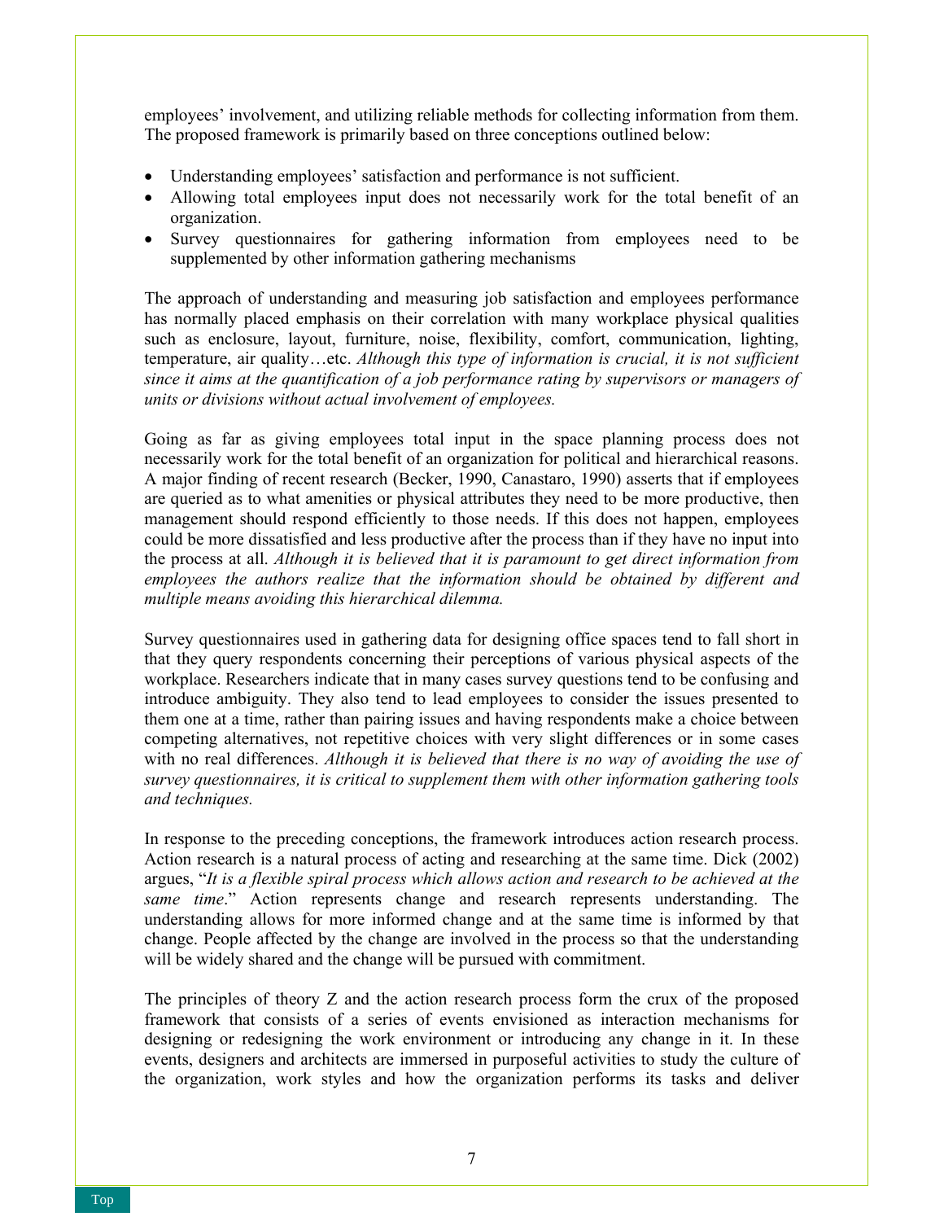employees' involvement, and utilizing reliable methods for collecting information from them. The proposed framework is primarily based on three conceptions outlined below:

- Understanding employees' satisfaction and performance is not sufficient.
- Allowing total employees input does not necessarily work for the total benefit of an organization.
- Survey questionnaires for gathering information from employees need to be supplemented by other information gathering mechanisms

The approach of understanding and measuring job satisfaction and employees performance has normally placed emphasis on their correlation with many workplace physical qualities such as enclosure, layout, furniture, noise, flexibility, comfort, communication, lighting, temperature, air quality…etc. *Although this type of information is crucial, it is not sufficient since it aims at the quantification of a job performance rating by supervisors or managers of units or divisions without actual involvement of employees.*

Going as far as giving employees total input in the space planning process does not necessarily work for the total benefit of an organization for political and hierarchical reasons. A major finding of recent research (Becker, 1990, Canastaro, 1990) asserts that if employees are queried as to what amenities or physical attributes they need to be more productive, then management should respond efficiently to those needs. If this does not happen, employees could be more dissatisfied and less productive after the process than if they have no input into the process at all. *Although it is believed that it is paramount to get direct information from employees the authors realize that the information should be obtained by different and multiple means avoiding this hierarchical dilemma.*

Survey questionnaires used in gathering data for designing office spaces tend to fall short in that they query respondents concerning their perceptions of various physical aspects of the workplace. Researchers indicate that in many cases survey questions tend to be confusing and introduce ambiguity. They also tend to lead employees to consider the issues presented to them one at a time, rather than pairing issues and having respondents make a choice between competing alternatives, not repetitive choices with very slight differences or in some cases with no real differences. *Although it is believed that there is no way of avoiding the use of survey questionnaires, it is critical to supplement them with other information gathering tools and techniques.*

In response to the preceding conceptions, the framework introduces action research process. Action research is a natural process of acting and researching at the same time. Dick (2002) argues, "*It is a flexible spiral process which allows action and research to be achieved at the same time*." Action represents change and research represents understanding. The understanding allows for more informed change and at the same time is informed by that change. People affected by the change are involved in the process so that the understanding will be widely shared and the change will be pursued with commitment.

The principles of theory Z and the action research process form the crux of the proposed framework that consists of a series of events envisioned as interaction mechanisms for designing or redesigning the work environment or introducing any change in it. In these events, designers and architects are immersed in purposeful activities to study the culture of the organization, work styles and how the organization performs its tasks and deliver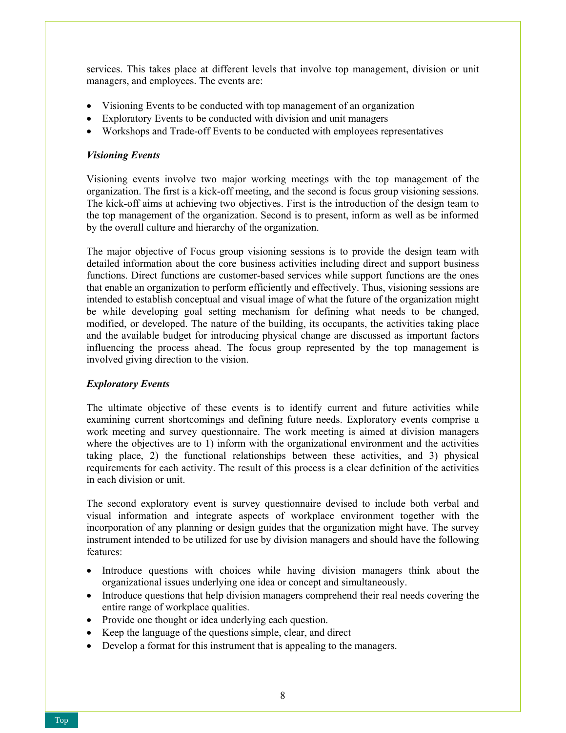services. This takes place at different levels that involve top management, division or unit managers, and employees. The events are:

- Visioning Events to be conducted with top management of an organization
- Exploratory Events to be conducted with division and unit managers
- Workshops and Trade-off Events to be conducted with employees representatives

***Visioning Events***

Visioning events involve two major working meetings with the top management of the organization. The first is a kick-off meeting, and the second is focus group visioning sessions. The kick-off aims at achieving two objectives. First is the introduction of the design team to the top management of the organization. Second is to present, inform as well as be informed by the overall culture and hierarchy of the organization.

The major objective of Focus group visioning sessions is to provide the design team with detailed information about the core business activities including direct and support business functions. Direct functions are customer-based services while support functions are the ones that enable an organization to perform efficiently and effectively. Thus, visioning sessions are intended to establish conceptual and visual image of what the future of the organization might be while developing goal setting mechanism for defining what needs to be changed, modified, or developed. The nature of the building, its occupants, the activities taking place and the available budget for introducing physical change are discussed as important factors influencing the process ahead. The focus group represented by the top management is involved giving direction to the vision.

***Exploratory Events***

The ultimate objective of these events is to identify current and future activities while examining current shortcomings and defining future needs. Exploratory events comprise a work meeting and survey questionnaire. The work meeting is aimed at division managers where the objectives are to 1) inform with the organizational environment and the activities taking place, 2) the functional relationships between these activities, and 3) physical requirements for each activity. The result of this process is a clear definition of the activities in each division or unit.

The second exploratory event is survey questionnaire devised to include both verbal and visual information and integrate aspects of workplace environment together with the incorporation of any planning or design guides that the organization might have. The survey instrument intended to be utilized for use by division managers and should have the following features:

- Introduce questions with choices while having division managers think about the organizational issues underlying one idea or concept and simultaneously.
- Introduce questions that help division managers comprehend their real needs covering the entire range of workplace qualities.
- Provide one thought or idea underlying each question.
- Keep the language of the questions simple, clear, and direct
- Develop a format for this instrument that is appealing to the managers.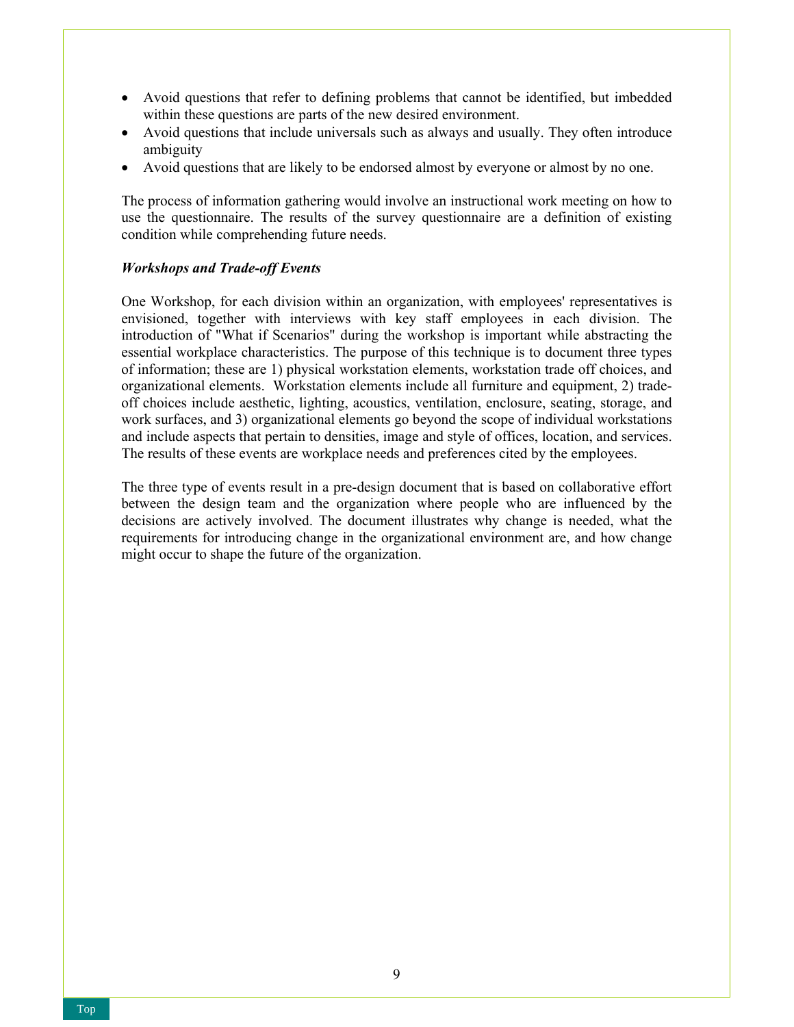- Avoid questions that refer to defining problems that cannot be identified, but imbedded within these questions are parts of the new desired environment.
- Avoid questions that include universals such as always and usually. They often introduce ambiguity
- Avoid questions that are likely to be endorsed almost by everyone or almost by no one.

The process of information gathering would involve an instructional work meeting on how to use the questionnaire. The results of the survey questionnaire are a definition of existing condition while comprehending future needs.

***Workshops and Trade-off Events***

One Workshop, for each division within an organization, with employees' representatives is envisioned, together with interviews with key staff employees in each division. The introduction of "What if Scenarios" during the workshop is important while abstracting the essential workplace characteristics. The purpose of this technique is to document three types of information; these are 1) physical workstation elements, workstation trade off choices, and organizational elements. Workstation elements include all furniture and equipment, 2) trade-off choices include aesthetic, lighting, acoustics, ventilation, enclosure, seating, storage, and work surfaces, and 3) organizational elements go beyond the scope of individual workstations and include aspects that pertain to densities, image and style of offices, location, and services. The results of these events are workplace needs and preferences cited by the employees.

The three type of events result in a pre-design document that is based on collaborative effort between the design team and the organization where people who are influenced by the decisions are actively involved. The document illustrates why change is needed, what the requirements for introducing change in the organizational environment are, and how change might occur to shape the future of the organization.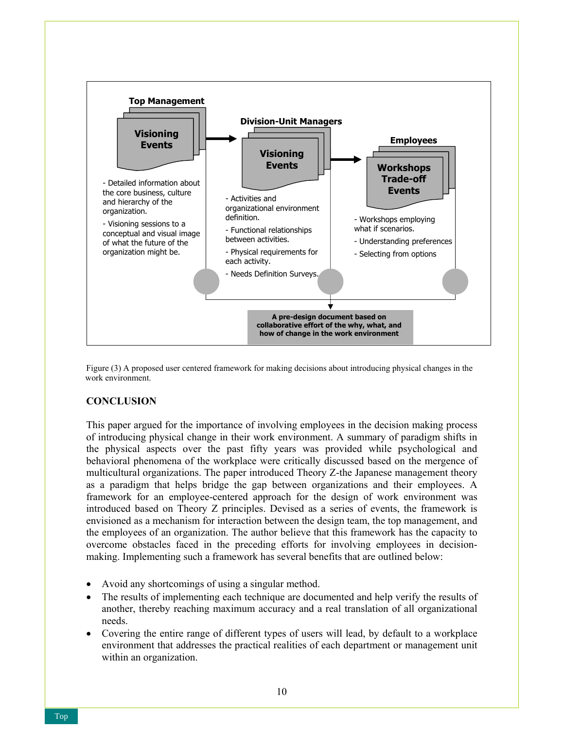**Top Management**

**Visioning Events**

- Detailed information about the core business, culture and hierarchy of the organization.
- Visioning sessions to a conceptual and visual image of what the future of the organization might be.

**Division-Unit Managers**

**Visioning Events**

- Activities and organizational environment definition.
- Functional relationships between activities.
- Physical requirements for each activity.
- Needs Definition Surveys.

**Employees**

**Workshops Trade-off Events**

- Workshops employing what if scenarios.
- Understanding preferences
- Selecting from options

**A pre-design document based on collaborative effort of the why, what, and how of change in the work environment**

Figure (3) A proposed user centered framework for making decisions about introducing physical changes in the work environment.

## CONCLUSION

This paper argued for the importance of involving employees in the decision making process of introducing physical change in their work environment. A summary of paradigm shifts in the physical aspects over the past fifty years was provided while psychological and behavioral phenomena of the workplace were critically discussed based on the mergence of multicultural organizations. The paper introduced Theory Z-the Japanese management theory as a paradigm that helps bridge the gap between organizations and their employees. A framework for an employee-centered approach for the design of work environment was introduced based on Theory Z principles. Devised as a series of events, the framework is envisioned as a mechanism for interaction between the design team, the top management, and the employees of an organization. The author believe that this framework has the capacity to overcome obstacles faced in the preceding efforts for involving employees in decision-making. Implementing such a framework has several benefits that are outlined below:

- Avoid any shortcomings of using a singular method.
- The results of implementing each technique are documented and help verify the results of another, thereby reaching maximum accuracy and a real translation of all organizational needs.
- Covering the entire range of different types of users will lead, by default to a workplace environment that addresses the practical realities of each department or management unit within an organization.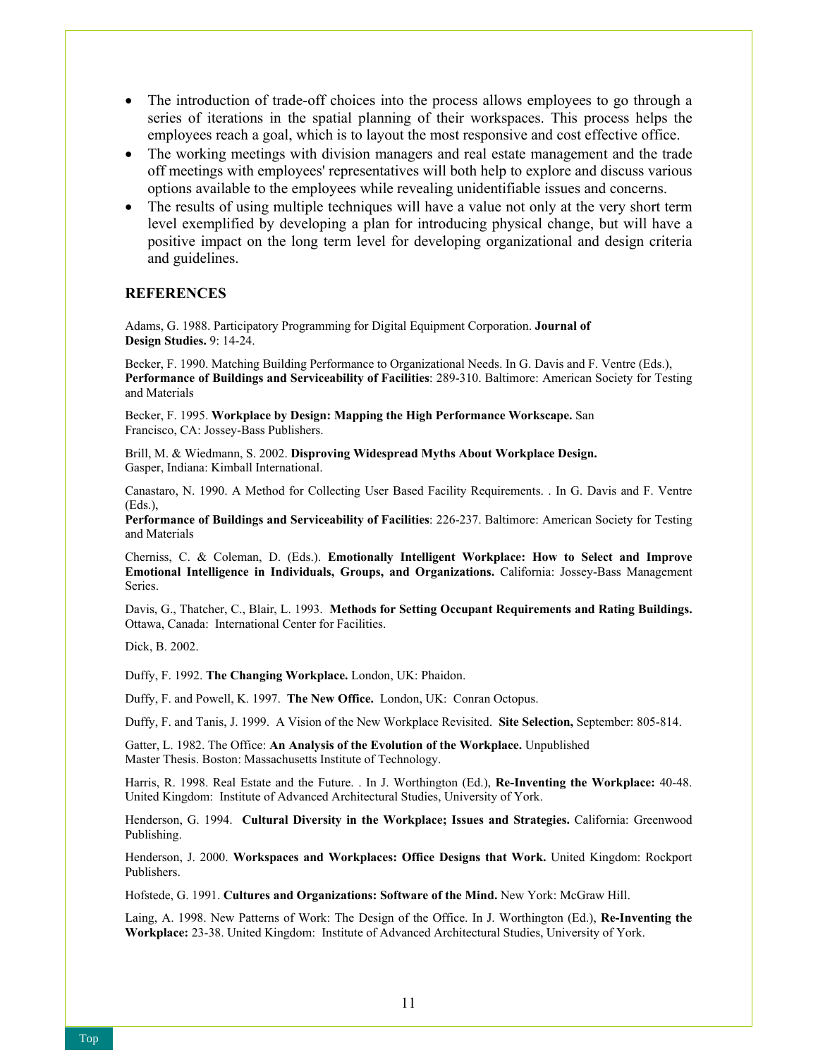- The introduction of trade-off choices into the process allows employees to go through a series of iterations in the spatial planning of their workspaces. This process helps the employees reach a goal, which is to layout the most responsive and cost effective office.
- The working meetings with division managers and real estate management and the trade off meetings with employees' representatives will both help to explore and discuss various options available to the employees while revealing unidentifiable issues and concerns.
- The results of using multiple techniques will have a value not only at the very short term level exemplified by developing a plan for introducing physical change, but will have a positive impact on the long term level for developing organizational and design criteria and guidelines.

## REFERENCES

Adams, G. 1988. Participatory Programming for Digital Equipment Corporation. **Journal of Design Studies.** 9: 14-24.

Becker, F. 1990. Matching Building Performance to Organizational Needs. In G. Davis and F. Ventre (Eds.), **Performance of Buildings and Serviceability of Facilities**: 289-310. Baltimore: American Society for Testing and Materials

Becker, F. 1995. **Workplace by Design: Mapping the High Performance Workscape.** San Francisco, CA: Jossey-Bass Publishers.

Brill, M. & Wiedmann, S. 2002. **Disproving Widespread Myths About Workplace Design.** Gasper, Indiana: Kimball International.

Canastaro, N. 1990. A Method for Collecting User Based Facility Requirements. . In G. Davis and F. Ventre (Eds.),
**Performance of Buildings and Serviceability of Facilities**: 226-237. Baltimore: American Society for Testing and Materials

Cherniss, C. & Coleman, D. (Eds.). **Emotionally Intelligent Workplace: How to Select and Improve Emotional Intelligence in Individuals, Groups, and Organizations.** California: Jossey-Bass Management Series.

Davis, G., Thatcher, C., Blair, L. 1993. **Methods for Setting Occupant Requirements and Rating Buildings.** Ottawa, Canada: International Center for Facilities.

Dick, B. 2002.

Duffy, F. 1992. **The Changing Workplace.** London, UK: Phaidon.

Duffy, F. and Powell, K. 1997. **The New Office.** London, UK: Conran Octopus.

Duffy, F. and Tanis, J. 1999. A Vision of the New Workplace Revisited. **Site Selection,** September: 805-814.

Gatter, L. 1982. The Office: **An Analysis of the Evolution of the Workplace.** Unpublished Master Thesis. Boston: Massachusetts Institute of Technology.

Harris, R. 1998. Real Estate and the Future. . In J. Worthington (Ed.), **Re-Inventing the Workplace:** 40-48. United Kingdom: Institute of Advanced Architectural Studies, University of York.

Henderson, G. 1994. **Cultural Diversity in the Workplace; Issues and Strategies.** California: Greenwood Publishing.

Henderson, J. 2000. **Workspaces and Workplaces: Office Designs that Work.** United Kingdom: Rockport Publishers.

Hofstede, G. 1991. **Cultures and Organizations: Software of the Mind.** New York: McGraw Hill.

Laing, A. 1998. New Patterns of Work: The Design of the Office. In J. Worthington (Ed.), **Re-Inventing the Workplace:** 23-38. United Kingdom: Institute of Advanced Architectural Studies, University of York.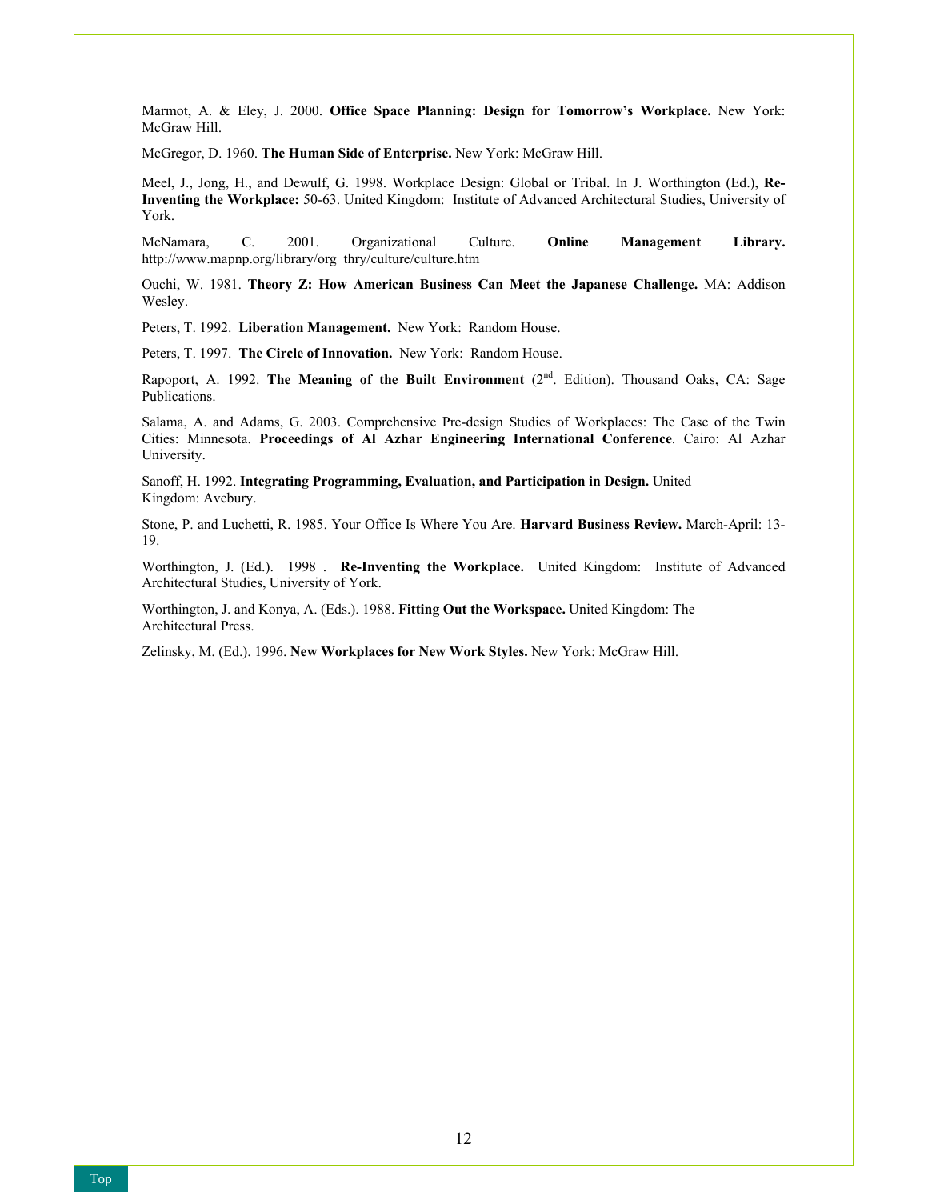Marmot, A. & Eley, J. 2000. **Office Space Planning: Design for Tomorrow's Workplace.** New York: McGraw Hill.

McGregor, D. 1960. **The Human Side of Enterprise.** New York: McGraw Hill.

Meel, J., Jong, H., and Dewulf, G. 1998. Workplace Design: Global or Tribal. In J. Worthington (Ed.), **Re-Inventing the Workplace:** 50-63. United Kingdom: Institute of Advanced Architectural Studies, University of York.

McNamara, C. 2001. Organizational Culture. **Online Management Library.** http://www.mapnp.org/library/org_thry/culture/culture.htm

Ouchi, W. 1981. **Theory Z: How American Business Can Meet the Japanese Challenge.** MA: Addison Wesley.

Peters, T. 1992. **Liberation Management.** New York: Random House.

Peters, T. 1997. **The Circle of Innovation.** New York: Random House.

Rapoport, A. 1992. **The Meaning of the Built Environment** (2nd. Edition). Thousand Oaks, CA: Sage Publications.

Salama, A. and Adams, G. 2003. Comprehensive Pre-design Studies of Workplaces: The Case of the Twin Cities: Minnesota. **Proceedings of Al Azhar Engineering International Conference**. Cairo: Al Azhar University.

Sanoff, H. 1992. **Integrating Programming, Evaluation, and Participation in Design.** United Kingdom: Avebury.

Stone, P. and Luchetti, R. 1985. Your Office Is Where You Are. **Harvard Business Review.** March-April: 13-19.

Worthington, J. (Ed.). 1998 . **Re-Inventing the Workplace.** United Kingdom: Institute of Advanced Architectural Studies, University of York.

Worthington, J. and Konya, A. (Eds.). 1988. **Fitting Out the Workspace.** United Kingdom: The Architectural Press.

Zelinsky, M. (Ed.). 1996. **New Workplaces for New Work Styles.** New York: McGraw Hill.

Top